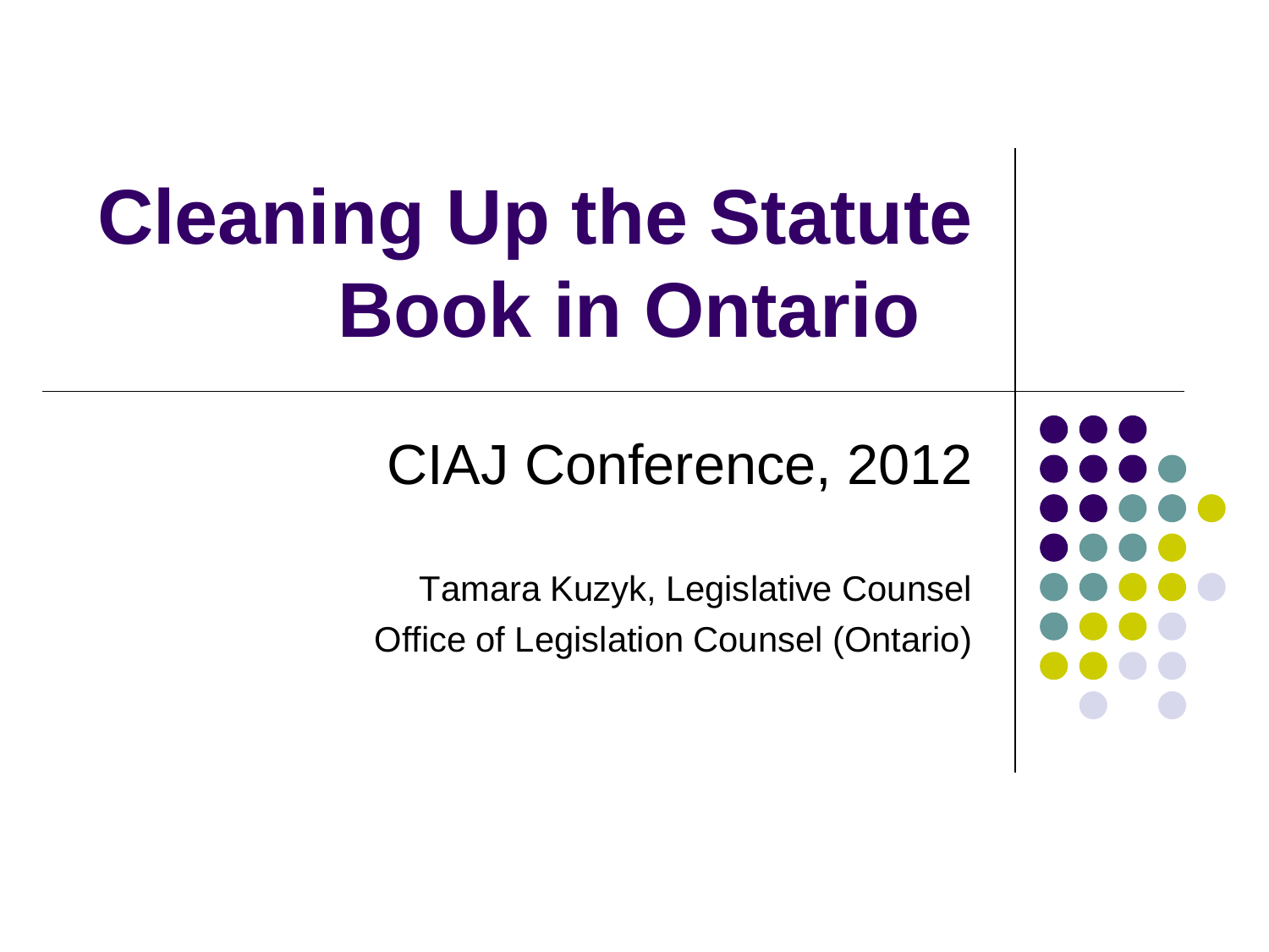# Cleaning Up the Statute Book in Ontario

## CIAJ Conference, 2012

Tamara Kuzyk, Legislative Counsel

Office of Legislation Counsel (Ontario)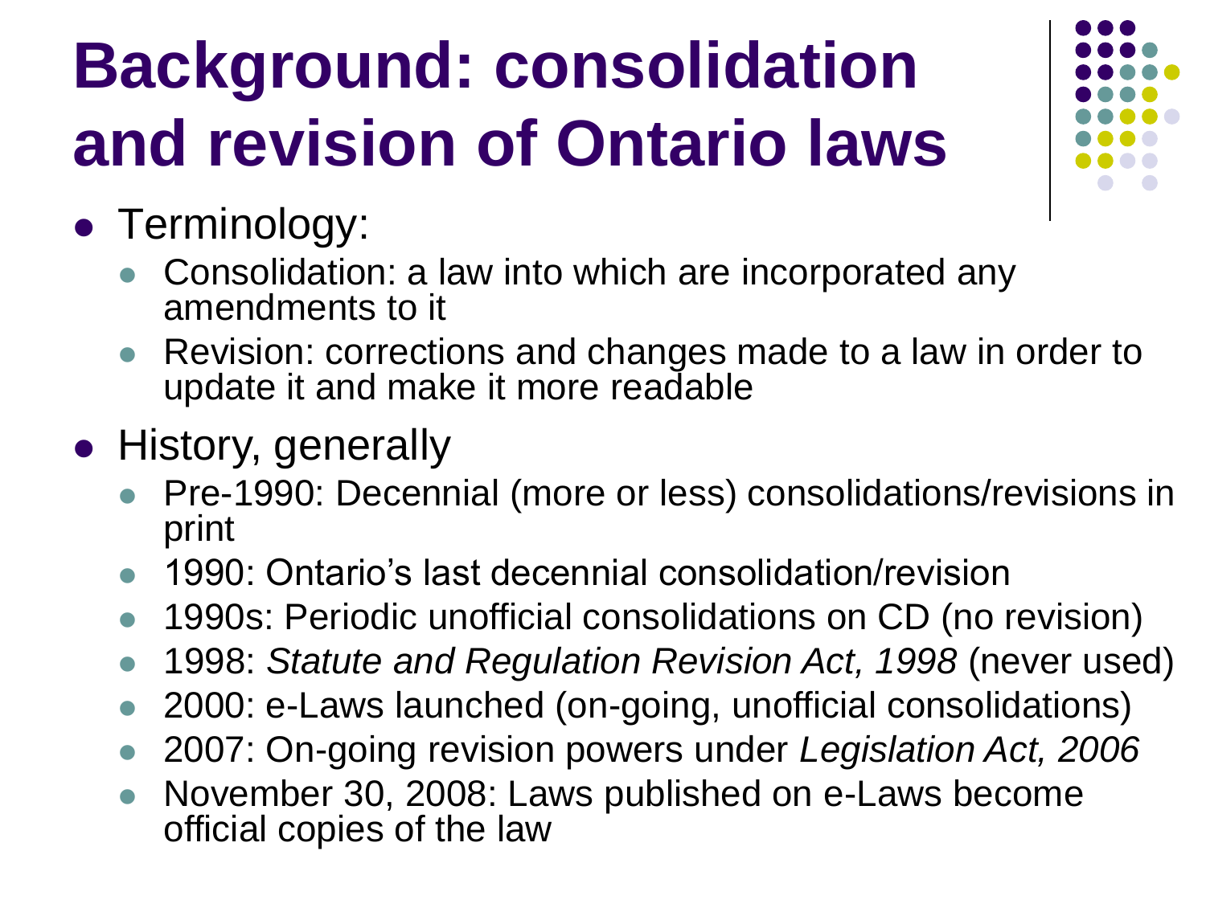# Background: consolidation and revision of Ontario laws

- Terminology:
  - Consolidation: a law into which are incorporated any amendments to it
  - Revision: corrections and changes made to a law in order to update it and make it more readable
- History, generally
  - Pre-1990: Decennial (more or less) consolidations/revisions in print
  - 1990: Ontario's last decennial consolidation/revision
  - 1990s: Periodic unofficial consolidations on CD (no revision)
  - 1998: *Statute and Regulation Revision Act, 1998* (never used)
  - 2000: e-Laws launched (on-going, unofficial consolidations)
  - 2007: On-going revision powers under *Legislation Act, 2006*
  - November 30, 2008: Laws published on e-Laws become official copies of the law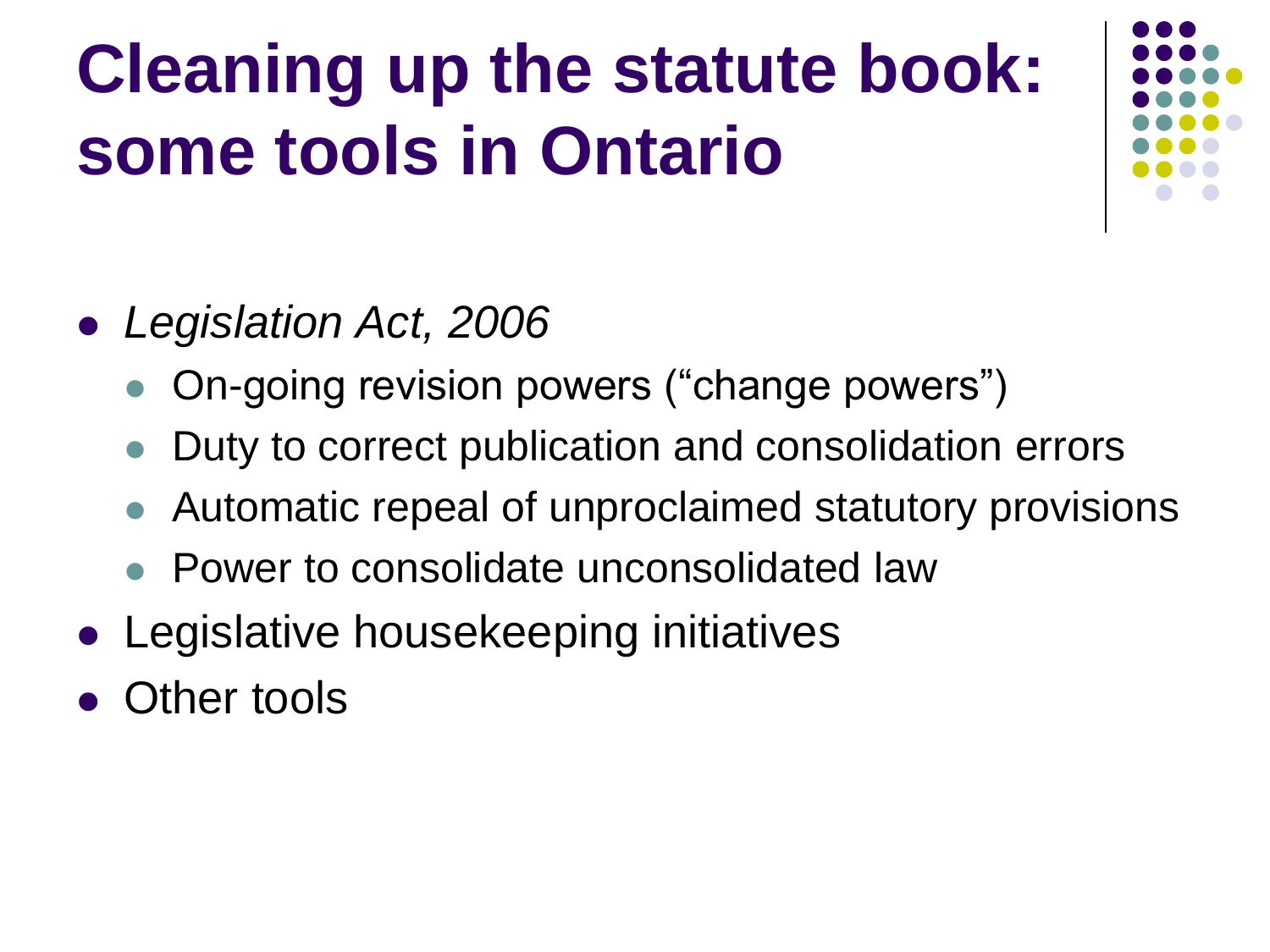# Cleaning up the statute book: some tools in Ontario

- *Legislation Act, 2006*
  - On-going revision powers (“change powers”)
  - Duty to correct publication and consolidation errors
  - Automatic repeal of unproclaimed statutory provisions
  - Power to consolidate unconsolidated law
- Legislative housekeeping initiatives
- Other tools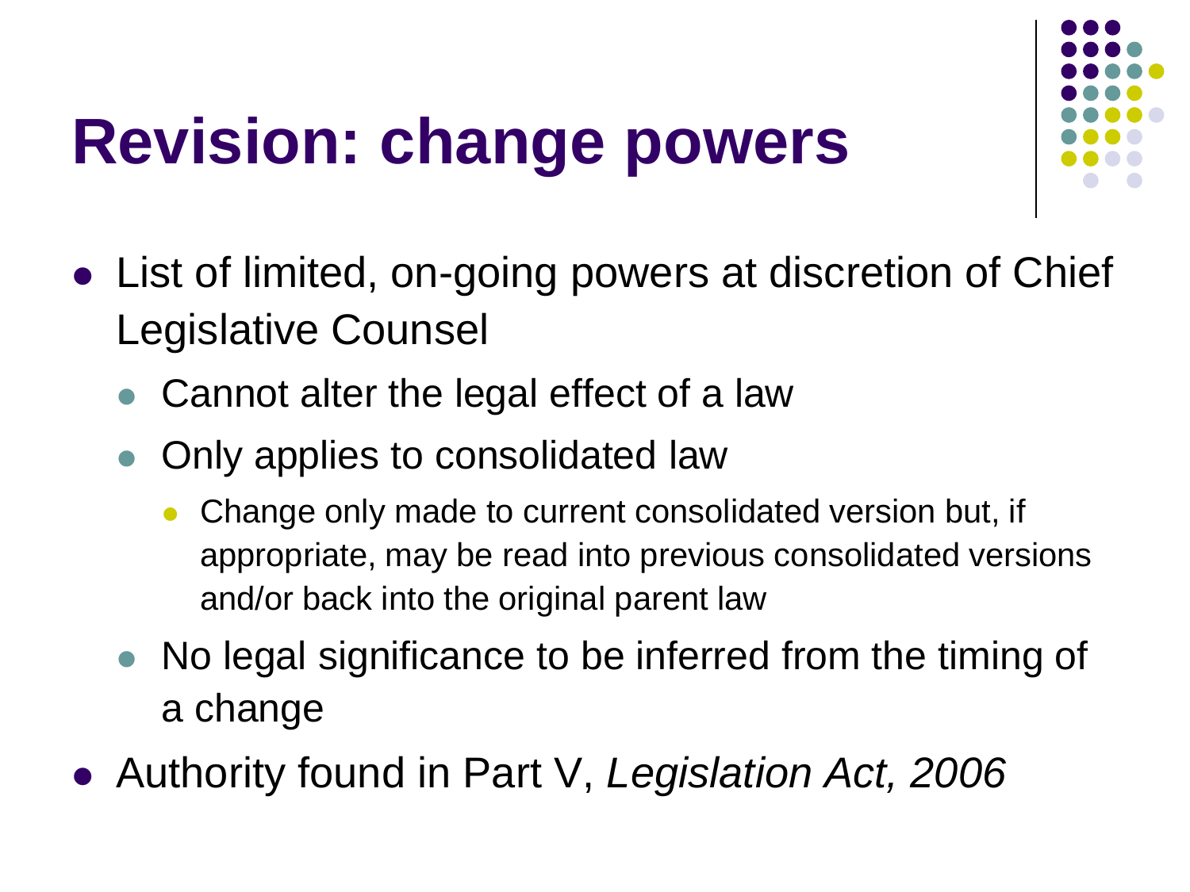# Revision: change powers

- List of limited, on-going powers at discretion of Chief Legislative Counsel
  - Cannot alter the legal effect of a law
  - Only applies to consolidated law
    - Change only made to current consolidated version but, if appropriate, may be read into previous consolidated versions and/or back into the original parent law
  - No legal significance to be inferred from the timing of a change
- Authority found in Part V, *Legislation Act, 2006*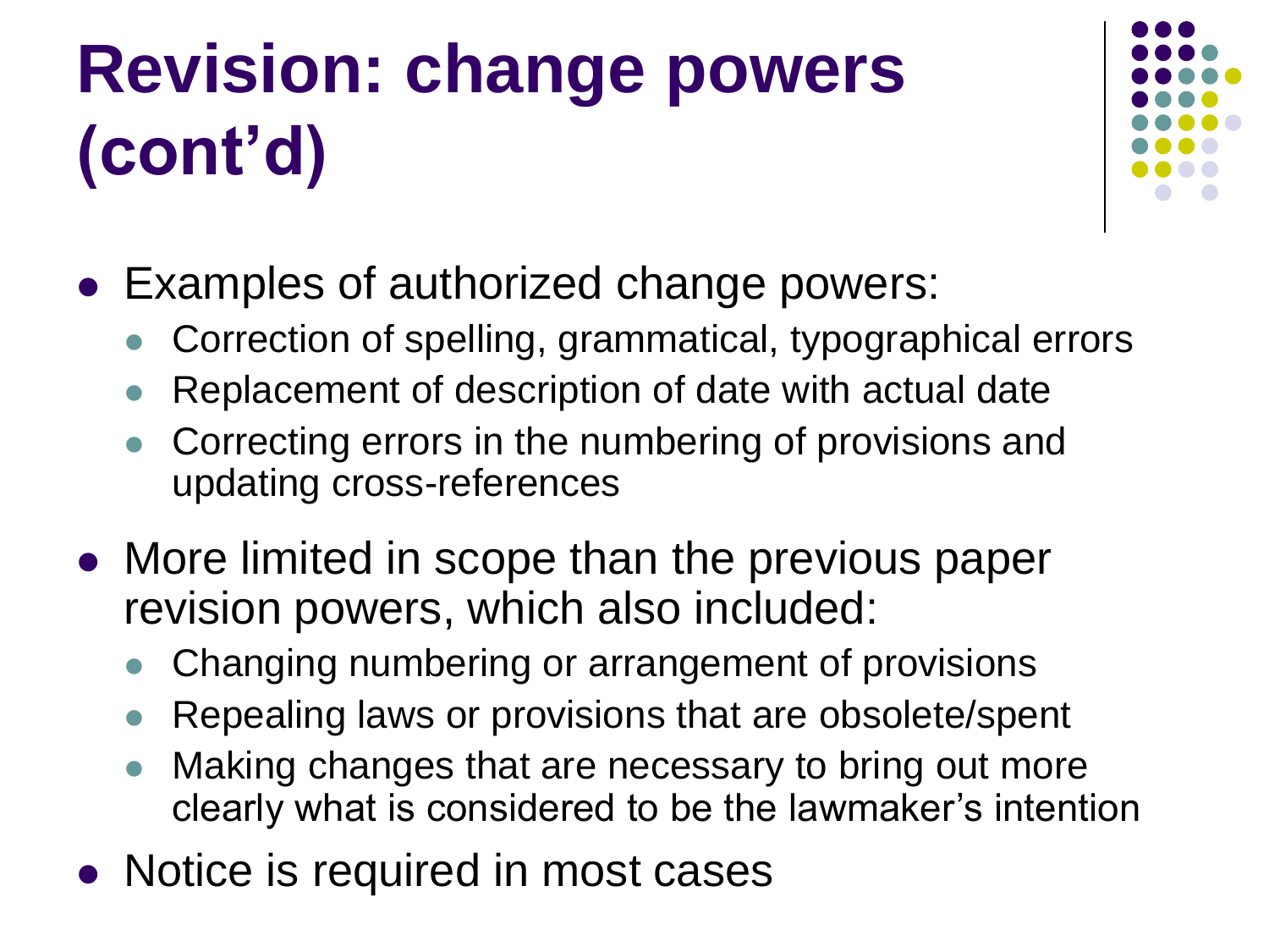# Revision: change powers (cont'd)

- Examples of authorized change powers:
  - Correction of spelling, grammatical, typographical errors
  - Replacement of description of date with actual date
  - Correcting errors in the numbering of provisions and updating cross-references
- More limited in scope than the previous paper revision powers, which also included:
  - Changing numbering or arrangement of provisions
  - Repealing laws or provisions that are obsolete/spent
  - Making changes that are necessary to bring out more clearly what is considered to be the lawmaker's intention
- Notice is required in most cases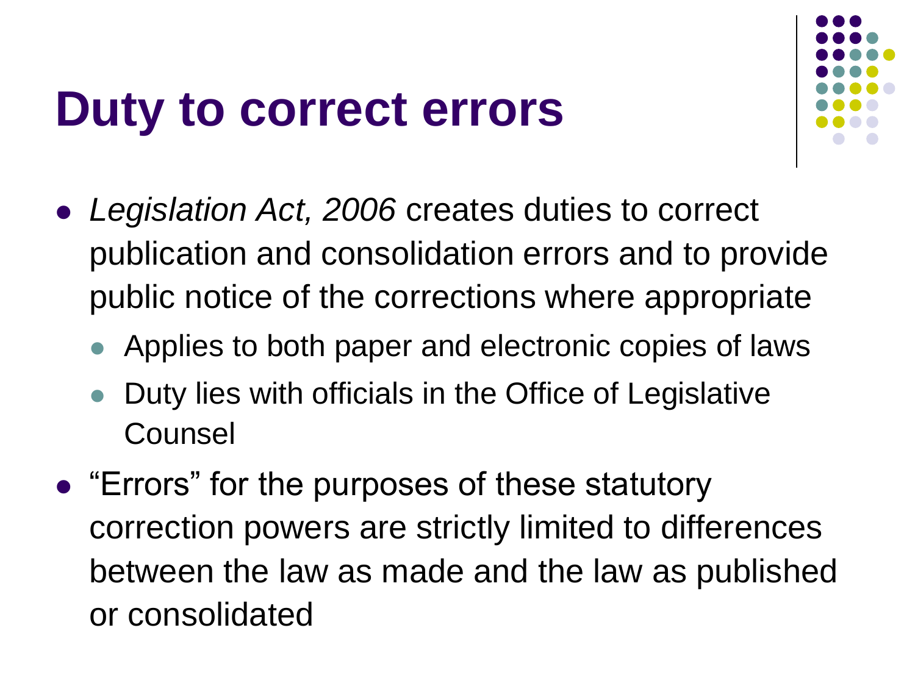# Duty to correct errors

- *Legislation Act, 2006* creates duties to correct publication and consolidation errors and to provide public notice of the corrections where appropriate
  - Applies to both paper and electronic copies of laws
  - Duty lies with officials in the Office of Legislative Counsel
- "Errors" for the purposes of these statutory correction powers are strictly limited to differences between the law as made and the law as published or consolidated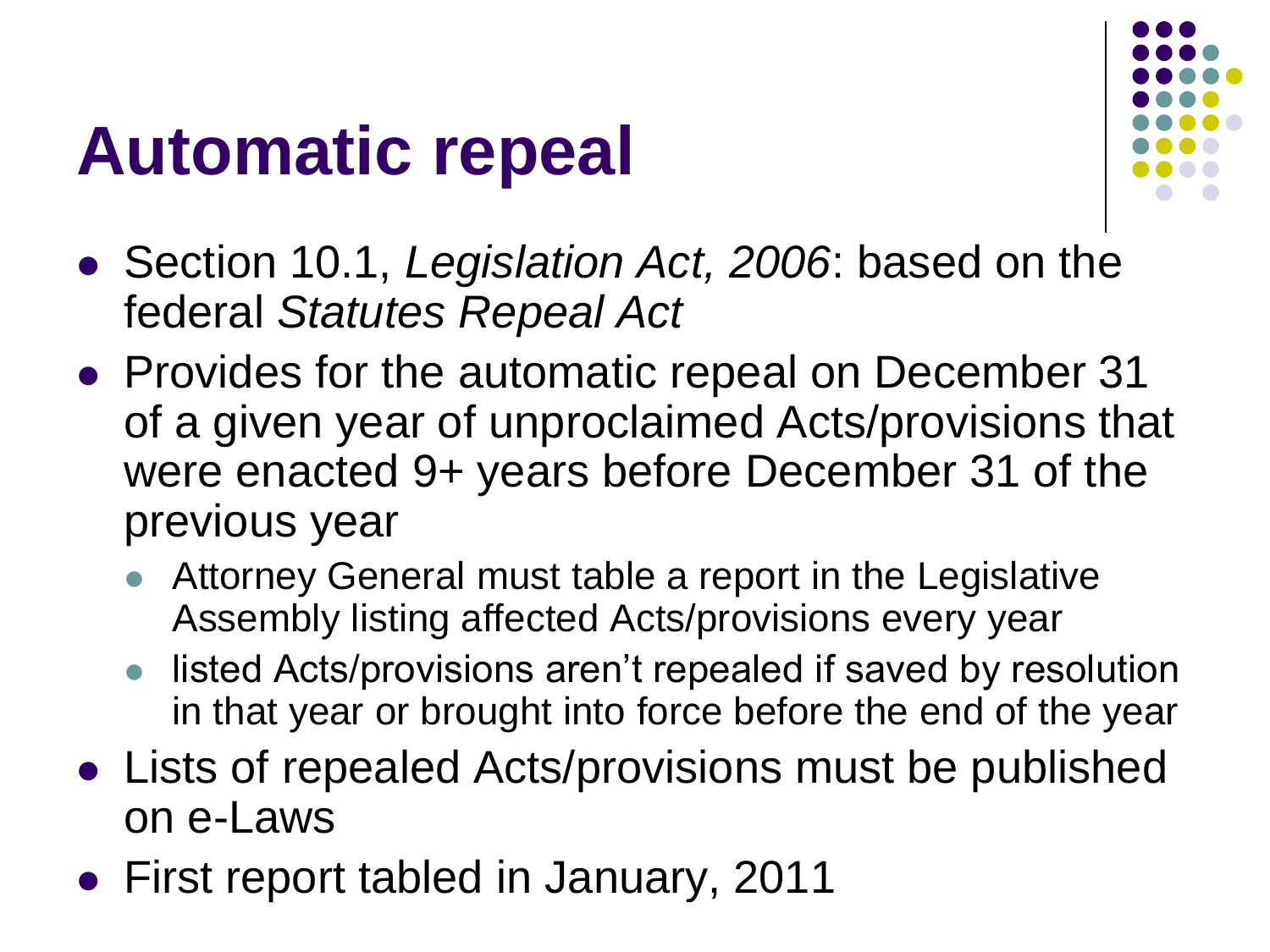# Automatic repeal

- Section 10.1, *Legislation Act, 2006*: based on the federal *Statutes Repeal Act*
- Provides for the automatic repeal on December 31 of a given year of unproclaimed Acts/provisions that were enacted 9+ years before December 31 of the previous year
  - Attorney General must table a report in the Legislative Assembly listing affected Acts/provisions every year
  - listed Acts/provisions aren't repealed if saved by resolution in that year or brought into force before the end of the year
- Lists of repealed Acts/provisions must be published on e-Laws
- First report tabled in January, 2011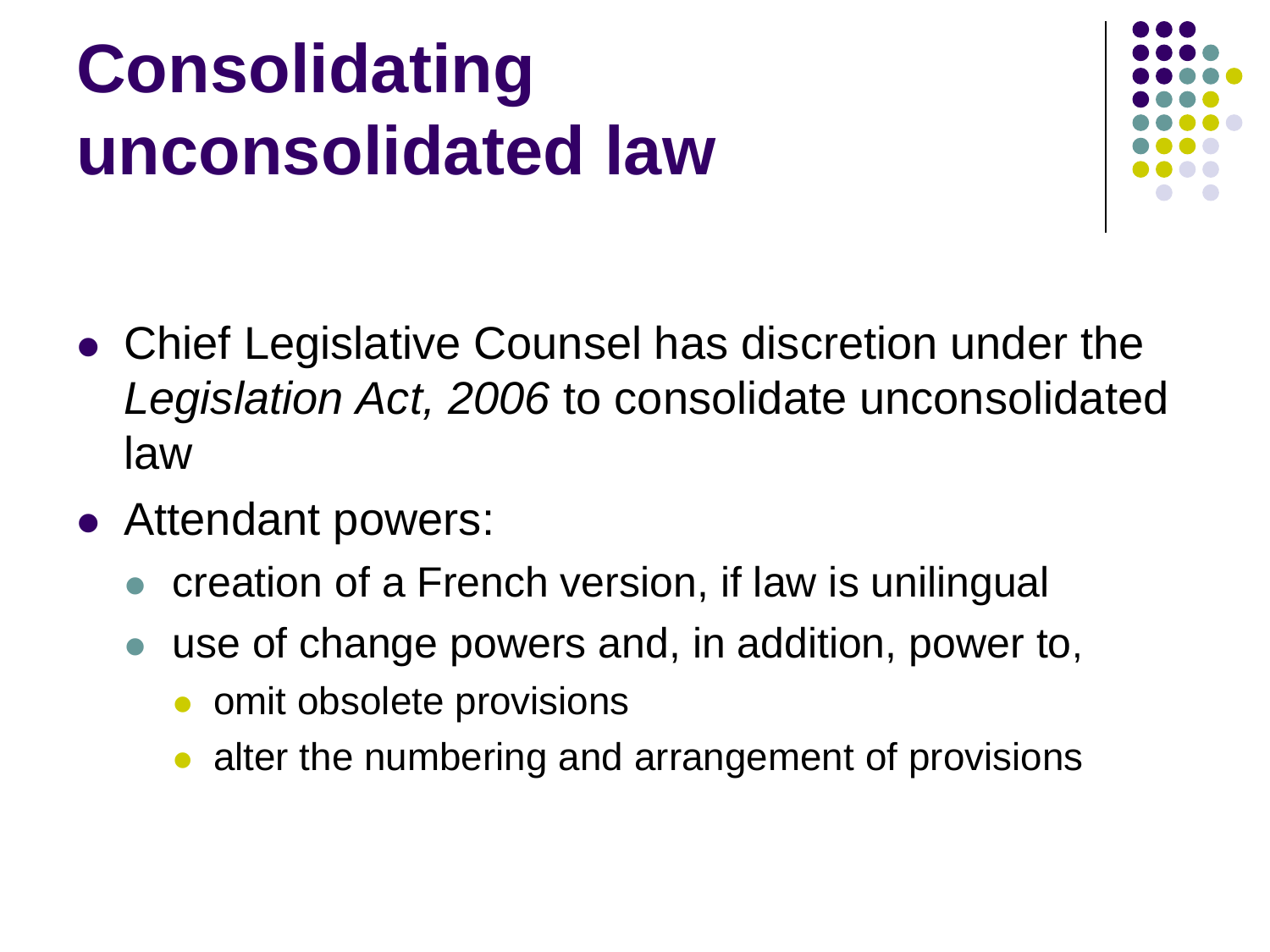# Consolidating unconsolidated law

- Chief Legislative Counsel has discretion under the *Legislation Act, 2006* to consolidate unconsolidated law
- Attendant powers:
  - creation of a French version, if law is unilingual
  - use of change powers and, in addition, power to,
    - omit obsolete provisions
    - alter the numbering and arrangement of provisions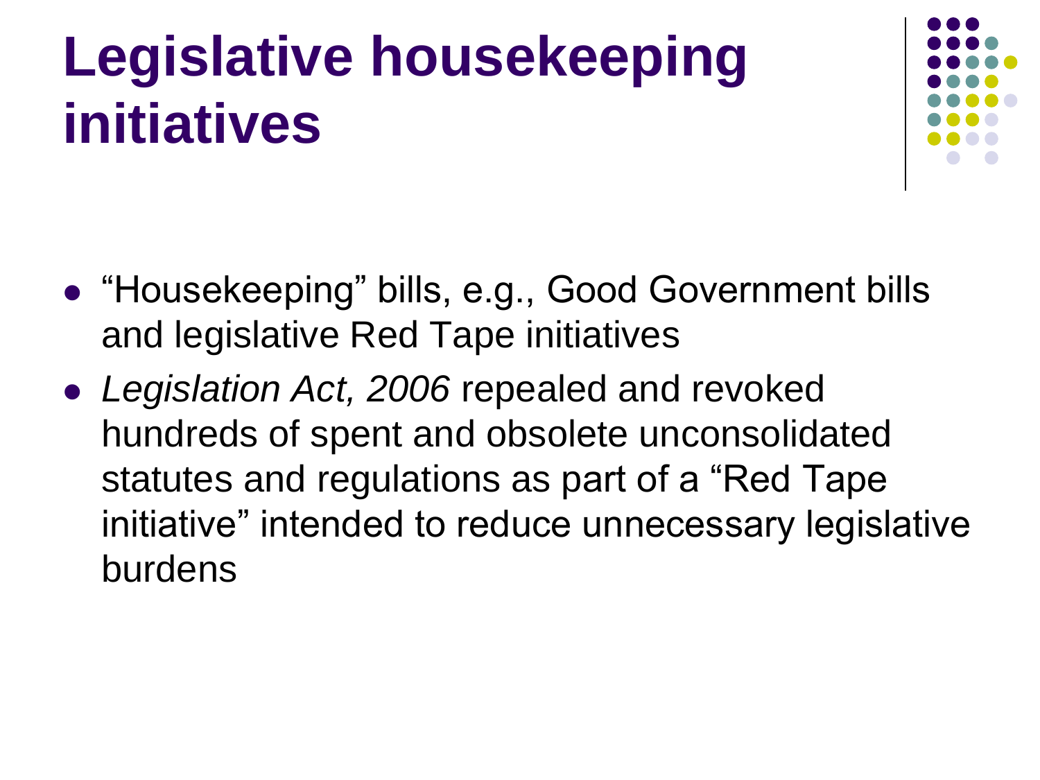# Legislative housekeeping initiatives

- "Housekeeping" bills, e.g., Good Government bills and legislative Red Tape initiatives
- *Legislation Act, 2006* repealed and revoked hundreds of spent and obsolete unconsolidated statutes and regulations as part of a "Red Tape initiative" intended to reduce unnecessary legislative burdens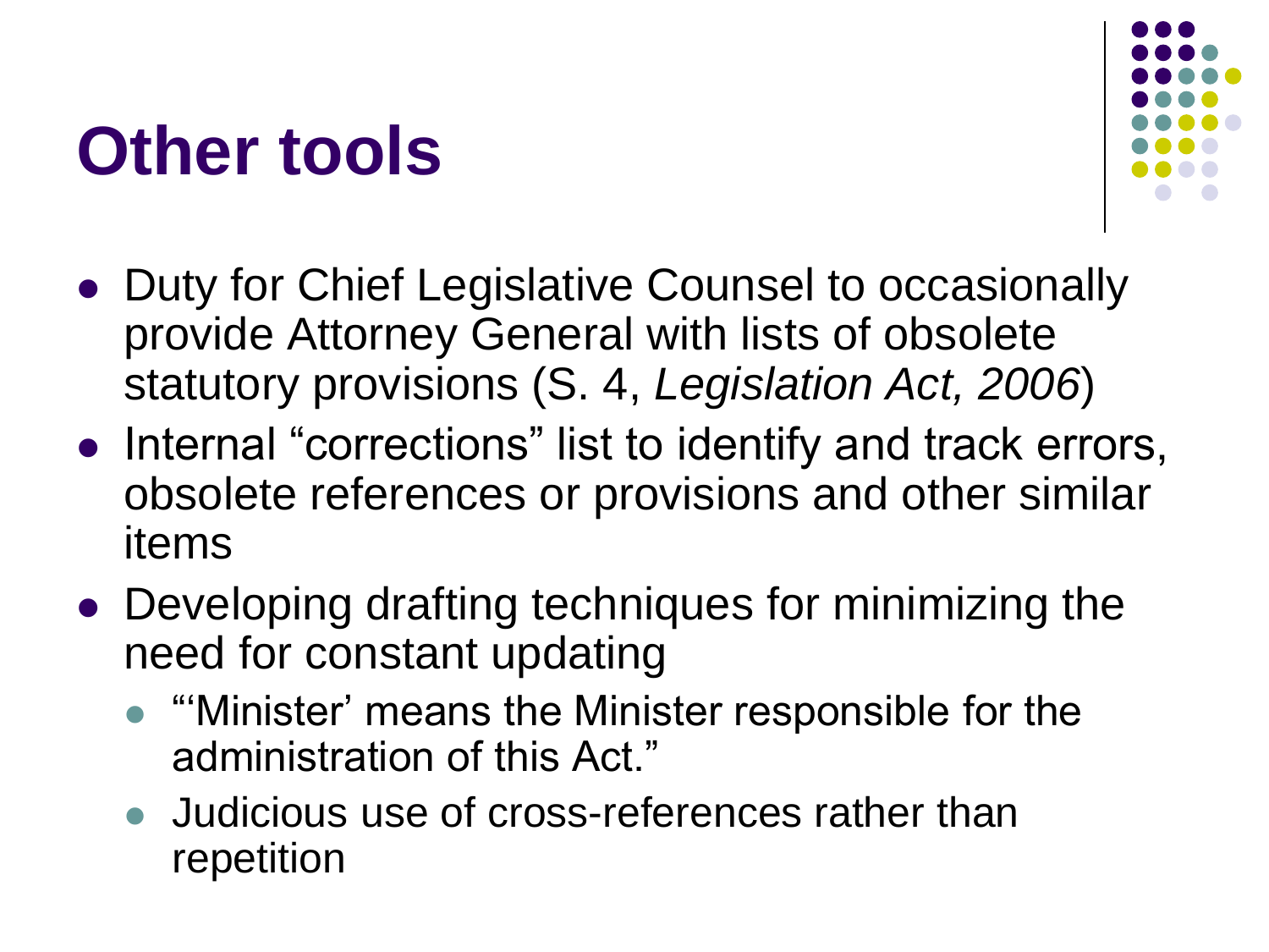# Other tools

- Duty for Chief Legislative Counsel to occasionally provide Attorney General with lists of obsolete statutory provisions (S. 4, *Legislation Act, 2006*)
- Internal "corrections" list to identify and track errors, obsolete references or provisions and other similar items
- Developing drafting techniques for minimizing the need for constant updating
  - "'Minister' means the Minister responsible for the administration of this Act."
  - Judicious use of cross-references rather than repetition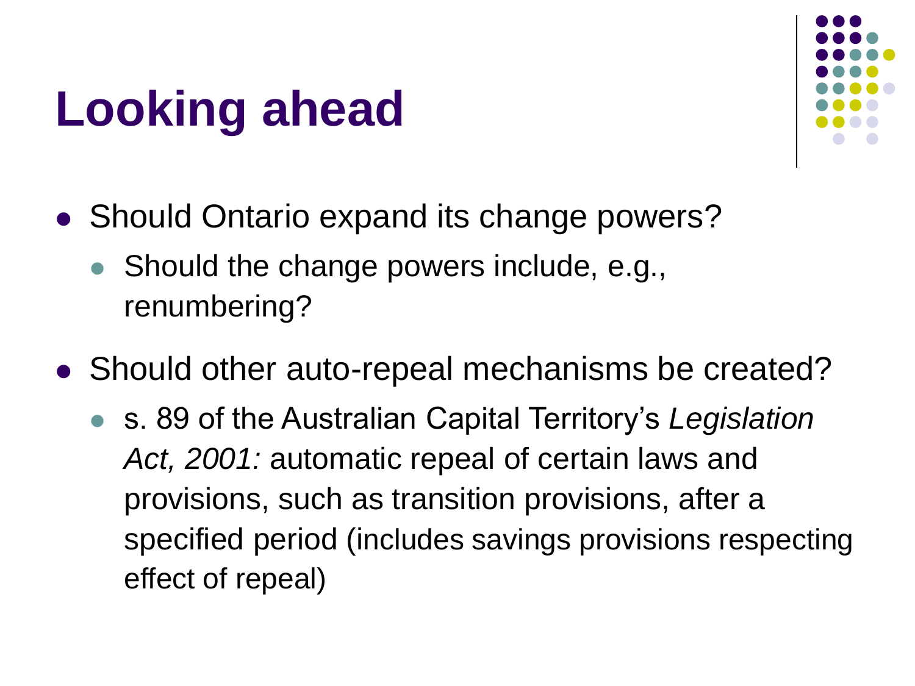# Looking ahead

- Should Ontario expand its change powers?
  - Should the change powers include, e.g., renumbering?
- Should other auto-repeal mechanisms be created?
  - s. 89 of the Australian Capital Territory's *Legislation Act, 2001:* automatic repeal of certain laws and provisions, such as transition provisions, after a specified period (includes savings provisions respecting effect of repeal)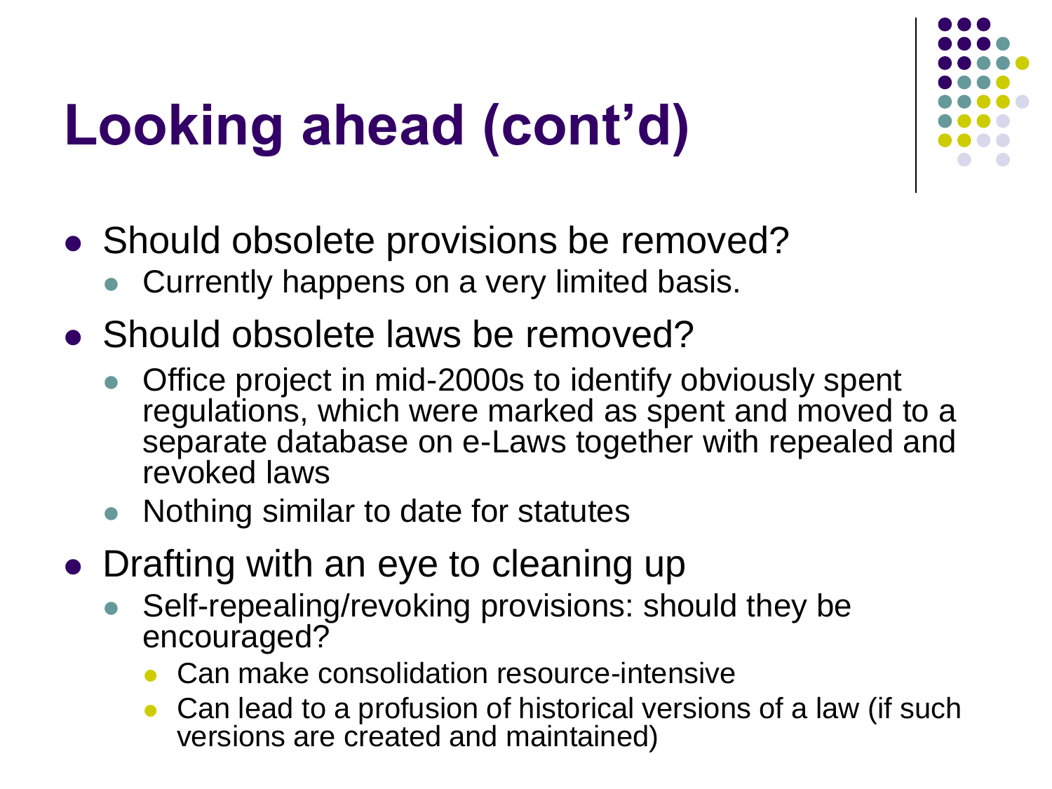# Looking ahead (cont'd)

- Should obsolete provisions be removed?
  - Currently happens on a very limited basis.
- Should obsolete laws be removed?
  - Office project in mid-2000s to identify obviously spent regulations, which were marked as spent and moved to a separate database on e-Laws together with repealed and revoked laws
  - Nothing similar to date for statutes
- Drafting with an eye to cleaning up
  - Self-repealing/revoking provisions: should they be encouraged?
    - Can make consolidation resource-intensive
    - Can lead to a profusion of historical versions of a law (if such versions are created and maintained)